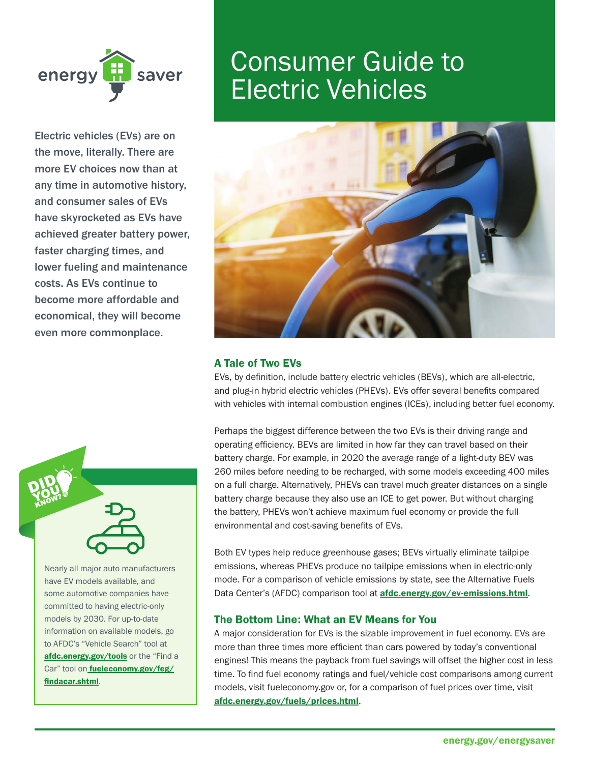# Consumer Guide to Electric Vehicles

Electric vehicles (EVs) are on the move, literally. There are more EV choices now than at any time in automotive history, and consumer sales of EVs have skyrocketed as EVs have achieved greater battery power, faster charging times, and lower fueling and maintenance costs. As EVs continue to become more affordable and economical, they will become even more commonplace.

## A Tale of Two EVs

EVs, by definition, include battery electric vehicles (BEVs), which are all-electric, and plug-in hybrid electric vehicles (PHEVs). EVs offer several benefits compared with vehicles with internal combustion engines (ICEs), including better fuel economy.

Perhaps the biggest difference between the two EVs is their driving range and operating efficiency. BEVs are limited in how far they can travel based on their battery charge. For example, in 2020 the average range of a light-duty BEV was 260 miles before needing to be recharged, with some models exceeding 400 miles on a full charge. Alternatively, PHEVs can travel much greater distances on a single battery charge because they also use an ICE to get power. But without charging the battery, PHEVs won't achieve maximum fuel economy or provide the full environmental and cost-saving benefits of EVs.

Both EV types help reduce greenhouse gases; BEVs virtually eliminate tailpipe emissions, whereas PHEVs produce no tailpipe emissions when in electric-only mode. For a comparison of vehicle emissions by state, see the Alternative Fuels Data Center's (AFDC) comparison tool at **afdc.energy.gov/ev-emissions.html**.

## The Bottom Line: What an EV Means for You

A major consideration for EVs is the sizable improvement in fuel economy. EVs are more than three times more efficient than cars powered by today's conventional engines! This means the payback from fuel savings will offset the higher cost in less time. To find fuel economy ratings and fuel/vehicle cost comparisons among current models, visit fueleconomy.gov or, for a comparison of fuel prices over time, visit **afdc.energy.gov/fuels/prices.html**.

**DID YOU KNOW?**

Nearly all major auto manufacturers have EV models available, and some automotive companies have committed to having electric-only models by 2030. For up-to-date information on available models, go to AFDC's "Vehicle Search" tool at **afdc.energy.gov/tools** or the "Find a Car" tool on **fueleconomy.gov/feg/findacar.shtml**.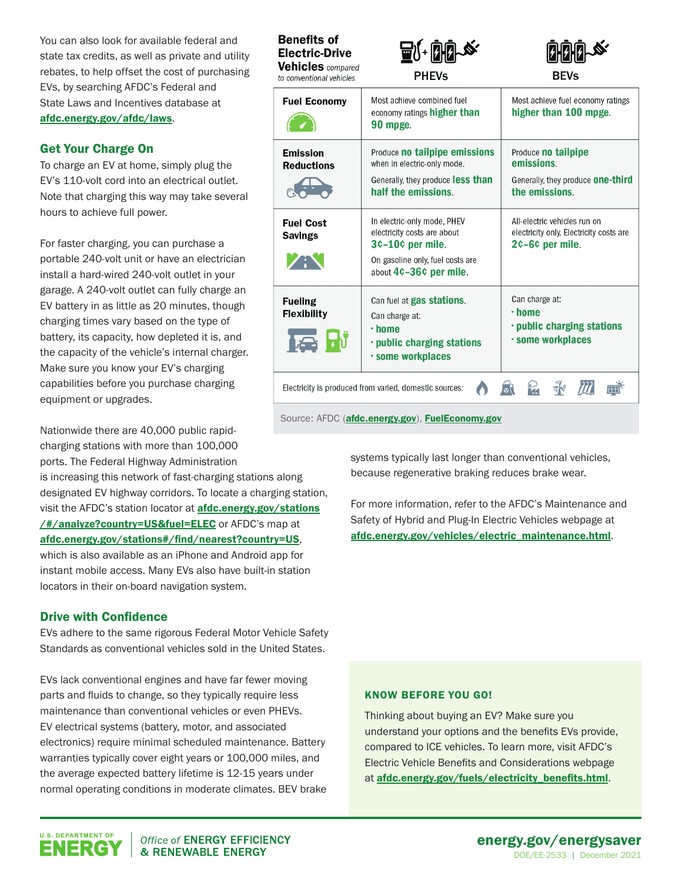You can also look for available federal and state tax credits, as well as private and utility rebates, to help offset the cost of purchasing EVs, by searching AFDC's Federal and State Laws and Incentives database at **afdc.energy.gov/afdc/laws**.

## Get Your Charge On

To charge an EV at home, simply plug the EV's 110-volt cord into an electrical outlet. Note that charging this way may take several hours to achieve full power.

For faster charging, you can purchase a portable 240-volt unit or have an electrician install a hard-wired 240-volt outlet in your garage. A 240-volt outlet can fully charge an EV battery in as little as 20 minutes, though charging times vary based on the type of battery, its capacity, how depleted it is, and the capacity of the vehicle's internal charger. Make sure you know your EV's charging capabilities before you purchase charging equipment or upgrades.

Nationwide there are 40,000 public rapid-charging stations with more than 100,000 ports. The Federal Highway Administration is increasing this network of fast-charging stations along designated EV highway corridors. To locate a charging station, visit the AFDC's station locator at **afdc.energy.gov/stations/#/analyze?country=US&fuel=ELEC** or AFDC's map at **afdc.energy.gov/stations#/find/nearest?country=US**, which is also available as an iPhone and Android app for instant mobile access. Many EVs also have built-in station locators in their on-board navigation system.

## Drive with Confidence

EVs adhere to the same rigorous Federal Motor Vehicle Safety Standards as conventional vehicles sold in the United States.

EVs lack conventional engines and have far fewer moving parts and fluids to change, so they typically require less maintenance than conventional vehicles or even PHEVs. EV electrical systems (battery, motor, and associated electronics) require minimal scheduled maintenance. Battery warranties typically cover eight years or 100,000 miles, and the average expected battery lifetime is 12-15 years under normal operating conditions in moderate climates. BEV brake systems typically last longer than conventional vehicles, because regenerative braking reduces brake wear.

For more information, refer to the AFDC's Maintenance and Safety of Hybrid and Plug-In Electric Vehicles webpage at **afdc.energy.gov/vehicles/electric_maintenance.html**.

**Benefits of Electric-Drive Vehicles** *compared to conventional vehicles*

| | PHEVs | BEVs |
|---|---|---|
| **Fuel Economy** | Most achieve combined fuel economy ratings **higher than 90 mpge**. | Most achieve fuel economy ratings **higher than 100 mpge**. |
| **Emission Reductions** | Produce **no tailpipe emissions** when in electric-only mode. Generally, they produce **less than half the emissions**. | Produce **no tailpipe emissions**. Generally, they produce **one-third the emissions**. |
| **Fuel Cost Savings** | In electric-only mode, PHEV electricity costs are about **3¢–10¢ per mile**. On gasoline only, fuel costs are about **4¢–36¢ per mile**. | All-electric vehicles run on electricity only. Electricity costs are **2¢–6¢ per mile**. |
| **Fueling Flexibility** | Can fuel at **gas stations**. Can charge at: · **home** · **public charging stations** · **some workplaces** | Can charge at: · **home** · **public charging stations** · **some workplaces** |

Electricity is produced from varied, domestic sources:

Source: AFDC (**afdc.energy.gov**), **FuelEconomy.gov**

### KNOW BEFORE YOU GO!

Thinking about buying an EV? Make sure you understand your options and the benefits EVs provide, compared to ICE vehicles. To learn more, visit AFDC's Electric Vehicle Benefits and Considerations webpage at **afdc.energy.gov/fuels/electricity_benefits.html**.

U.S. DEPARTMENT OF ENERGY | Office of ENERGY EFFICIENCY & RENEWABLE ENERGY

energy.gov/energysaver

DOE/EE-2533 | December 2021